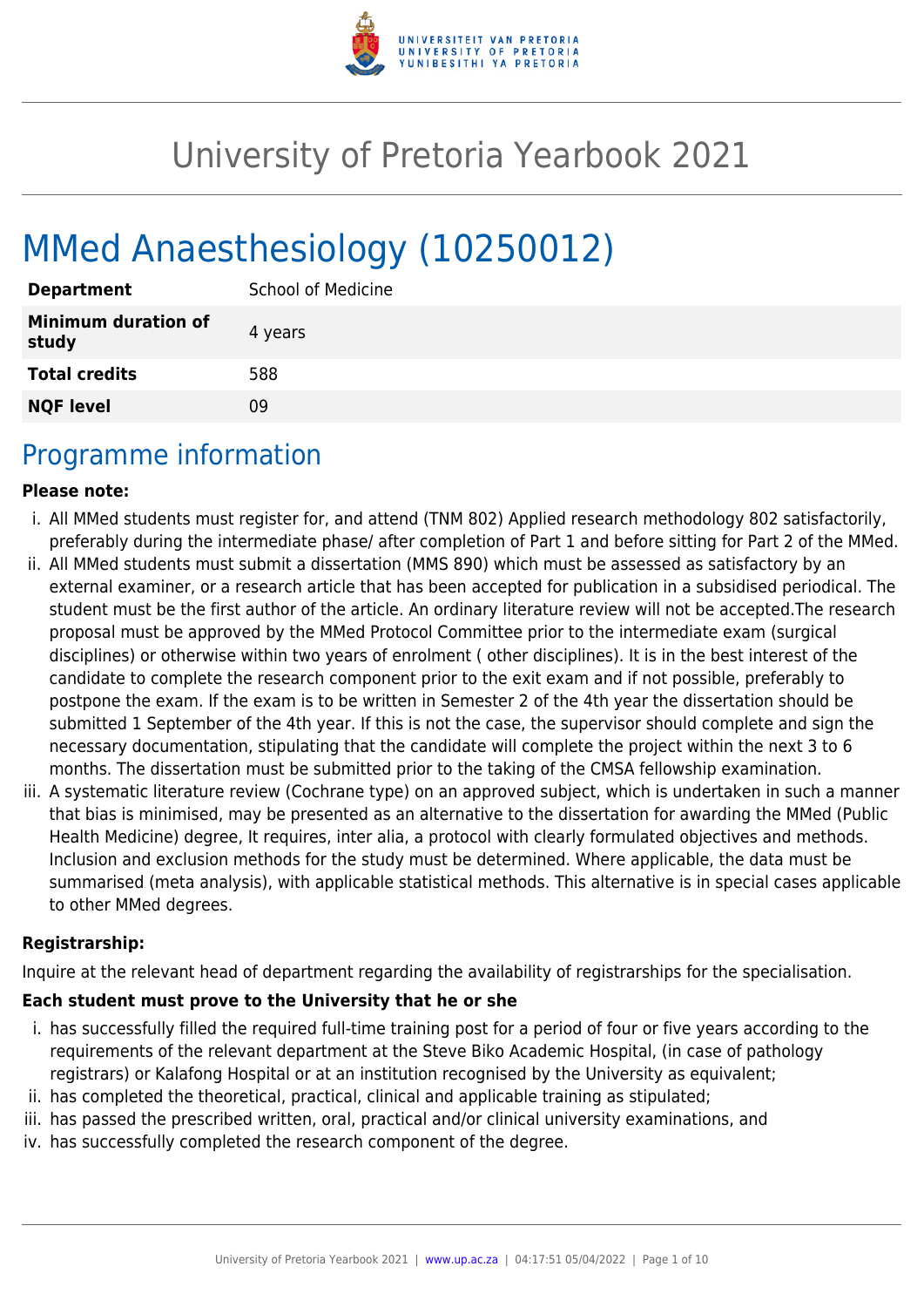# University of Pretoria Yearbook 2021

# MMed Anaesthesiology (10250012)

| | |
|---|---|
| **Department** | School of Medicine |
| **Minimum duration of study** | 4 years |
| **Total credits** | 588 |
| **NQF level** | 09 |

## Programme information

**Please note:**

i. All MMed students must register for, and attend (TNM 802) Applied research methodology 802 satisfactorily, preferably during the intermediate phase/ after completion of Part 1 and before sitting for Part 2 of the MMed.
ii. All MMed students must submit a dissertation (MMS 890) which must be assessed as satisfactory by an external examiner, or a research article that has been accepted for publication in a subsidised periodical. The student must be the first author of the article. An ordinary literature review will not be accepted.The research proposal must be approved by the MMed Protocol Committee prior to the intermediate exam (surgical disciplines) or otherwise within two years of enrolment ( other disciplines). It is in the best interest of the candidate to complete the research component prior to the exit exam and if not possible, preferably to postpone the exam. If the exam is to be written in Semester 2 of the 4th year the dissertation should be submitted 1 September of the 4th year. If this is not the case, the supervisor should complete and sign the necessary documentation, stipulating that the candidate will complete the project within the next 3 to 6 months. The dissertation must be submitted prior to the taking of the CMSA fellowship examination.
iii. A systematic literature review (Cochrane type) on an approved subject, which is undertaken in such a manner that bias is minimised, may be presented as an alternative to the dissertation for awarding the MMed (Public Health Medicine) degree, It requires, inter alia, a protocol with clearly formulated objectives and methods. Inclusion and exclusion methods for the study must be determined. Where applicable, the data must be summarised (meta analysis), with applicable statistical methods. This alternative is in special cases applicable to other MMed degrees.

**Registrarship:**

Inquire at the relevant head of department regarding the availability of registrarships for the specialisation.

**Each student must prove to the University that he or she**

i. has successfully filled the required full-time training post for a period of four or five years according to the requirements of the relevant department at the Steve Biko Academic Hospital, (in case of pathology registrars) or Kalafong Hospital or at an institution recognised by the University as equivalent;
ii. has completed the theoretical, practical, clinical and applicable training as stipulated;
iii. has passed the prescribed written, oral, practical and/or clinical university examinations, and
iv. has successfully completed the research component of the degree.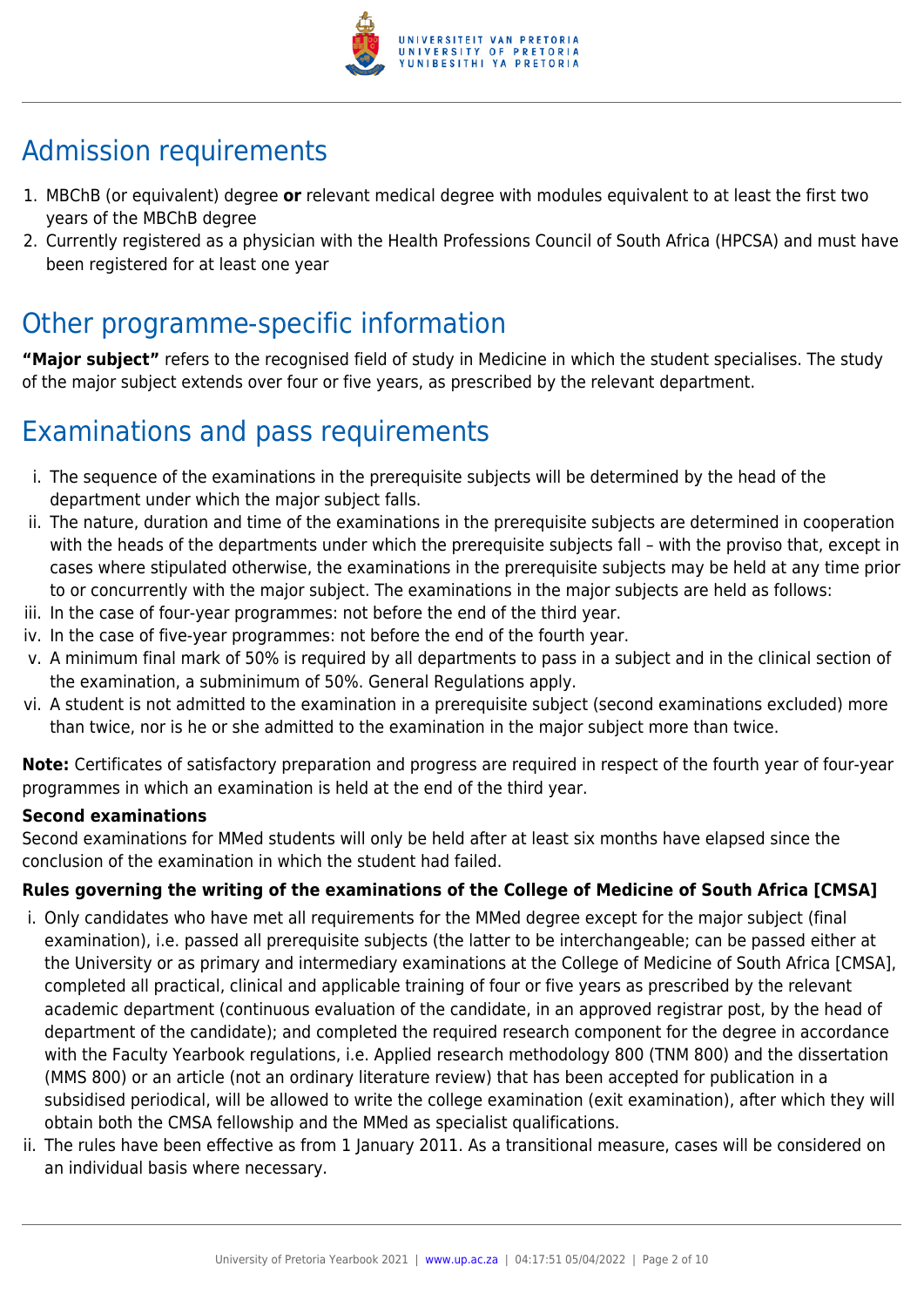## Admission requirements

1. MBChB (or equivalent) degree **or** relevant medical degree with modules equivalent to at least the first two years of the MBChB degree
2. Currently registered as a physician with the Health Professions Council of South Africa (HPCSA) and must have been registered for at least one year

## Other programme-specific information

**"Major subject"** refers to the recognised field of study in Medicine in which the student specialises. The study of the major subject extends over four or five years, as prescribed by the relevant department.

## Examinations and pass requirements

i. The sequence of the examinations in the prerequisite subjects will be determined by the head of the department under which the major subject falls.
ii. The nature, duration and time of the examinations in the prerequisite subjects are determined in cooperation with the heads of the departments under which the prerequisite subjects fall – with the proviso that, except in cases where stipulated otherwise, the examinations in the prerequisite subjects may be held at any time prior to or concurrently with the major subject. The examinations in the major subjects are held as follows:
iii. In the case of four-year programmes: not before the end of the third year.
iv. In the case of five-year programmes: not before the end of the fourth year.
v. A minimum final mark of 50% is required by all departments to pass in a subject and in the clinical section of the examination, a subminimum of 50%. General Regulations apply.
vi. A student is not admitted to the examination in a prerequisite subject (second examinations excluded) more than twice, nor is he or she admitted to the examination in the major subject more than twice.

**Note:** Certificates of satisfactory preparation and progress are required in respect of the fourth year of four-year programmes in which an examination is held at the end of the third year.

**Second examinations**
Second examinations for MMed students will only be held after at least six months have elapsed since the conclusion of the examination in which the student had failed.

**Rules governing the writing of the examinations of the College of Medicine of South Africa [CMSA]**

i. Only candidates who have met all requirements for the MMed degree except for the major subject (final examination), i.e. passed all prerequisite subjects (the latter to be interchangeable; can be passed either at the University or as primary and intermediary examinations at the College of Medicine of South Africa [CMSA], completed all practical, clinical and applicable training of four or five years as prescribed by the relevant academic department (continuous evaluation of the candidate, in an approved registrar post, by the head of department of the candidate); and completed the required research component for the degree in accordance with the Faculty Yearbook regulations, i.e. Applied research methodology 800 (TNM 800) and the dissertation (MMS 800) or an article (not an ordinary literature review) that has been accepted for publication in a subsidised periodical, will be allowed to write the college examination (exit examination), after which they will obtain both the CMSA fellowship and the MMed as specialist qualifications.
ii. The rules have been effective as from 1 January 2011. As a transitional measure, cases will be considered on an individual basis where necessary.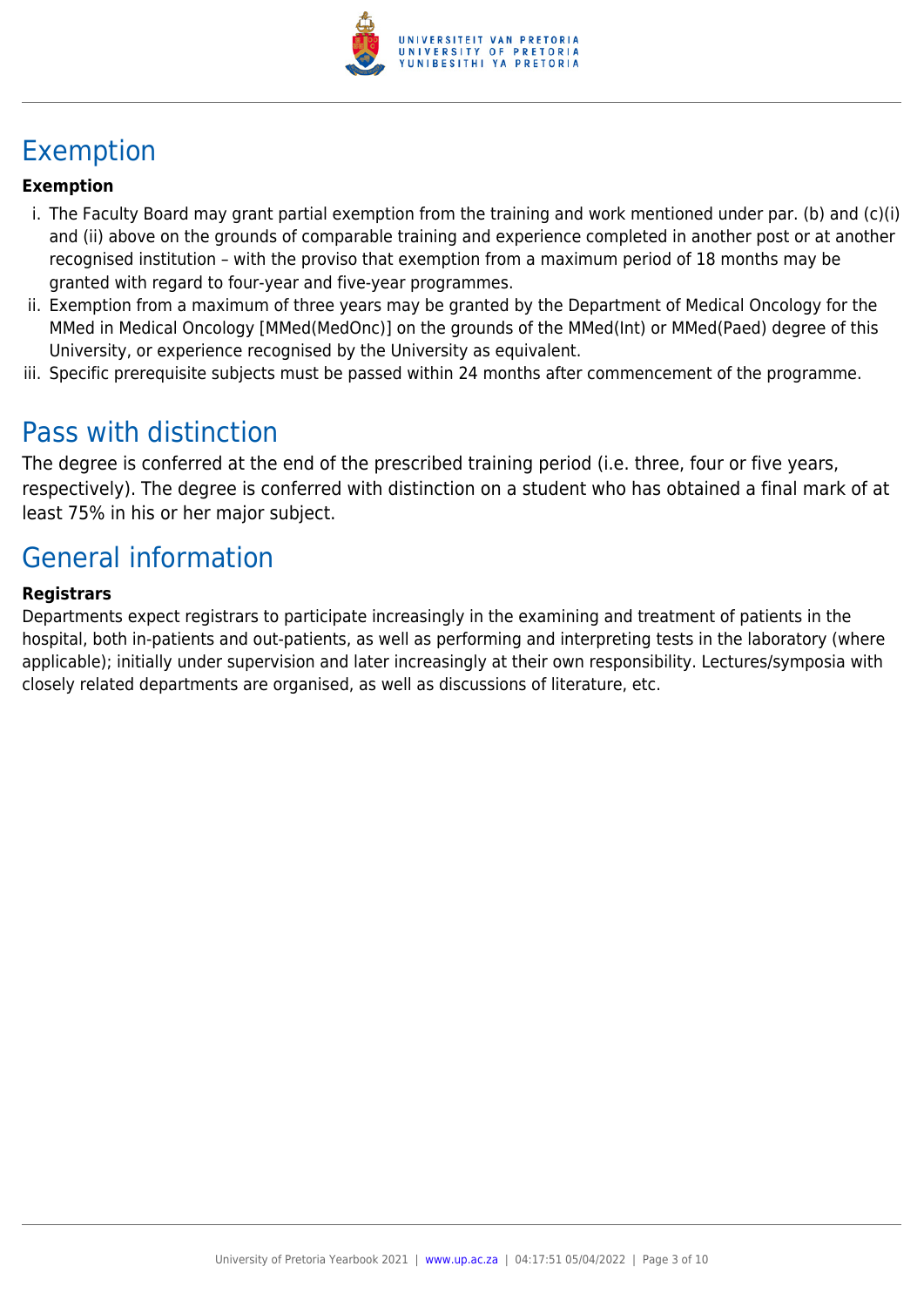## Exemption

**Exemption**

i. The Faculty Board may grant partial exemption from the training and work mentioned under par. (b) and (c)(i) and (ii) above on the grounds of comparable training and experience completed in another post or at another recognised institution – with the proviso that exemption from a maximum period of 18 months may be granted with regard to four-year and five-year programmes.
ii. Exemption from a maximum of three years may be granted by the Department of Medical Oncology for the MMed in Medical Oncology [MMed(MedOnc)] on the grounds of the MMed(Int) or MMed(Paed) degree of this University, or experience recognised by the University as equivalent.
iii. Specific prerequisite subjects must be passed within 24 months after commencement of the programme.

## Pass with distinction

The degree is conferred at the end of the prescribed training period (i.e. three, four or five years, respectively). The degree is conferred with distinction on a student who has obtained a final mark of at least 75% in his or her major subject.

## General information

**Registrars**

Departments expect registrars to participate increasingly in the examining and treatment of patients in the hospital, both in-patients and out-patients, as well as performing and interpreting tests in the laboratory (where applicable); initially under supervision and later increasingly at their own responsibility. Lectures/symposia with closely related departments are organised, as well as discussions of literature, etc.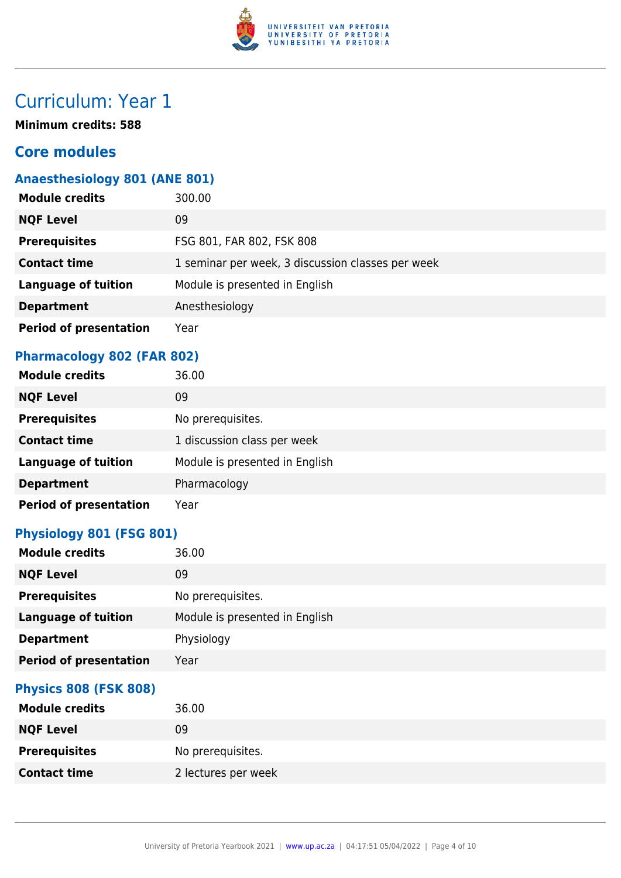# Curriculum: Year 1

**Minimum credits: 588**

## Core modules

### Anaesthesiology 801 (ANE 801)

| | |
|---|---|
| **Module credits** | 300.00 |
| **NQF Level** | 09 |
| **Prerequisites** | FSG 801, FAR 802, FSK 808 |
| **Contact time** | 1 seminar per week, 3 discussion classes per week |
| **Language of tuition** | Module is presented in English |
| **Department** | Anesthesiology |
| **Period of presentation** | Year |

### Pharmacology 802 (FAR 802)

| | |
|---|---|
| **Module credits** | 36.00 |
| **NQF Level** | 09 |
| **Prerequisites** | No prerequisites. |
| **Contact time** | 1 discussion class per week |
| **Language of tuition** | Module is presented in English |
| **Department** | Pharmacology |
| **Period of presentation** | Year |

### Physiology 801 (FSG 801)

| | |
|---|---|
| **Module credits** | 36.00 |
| **NQF Level** | 09 |
| **Prerequisites** | No prerequisites. |
| **Language of tuition** | Module is presented in English |
| **Department** | Physiology |
| **Period of presentation** | Year |

### Physics 808 (FSK 808)

| | |
|---|---|
| **Module credits** | 36.00 |
| **NQF Level** | 09 |
| **Prerequisites** | No prerequisites. |
| **Contact time** | 2 lectures per week |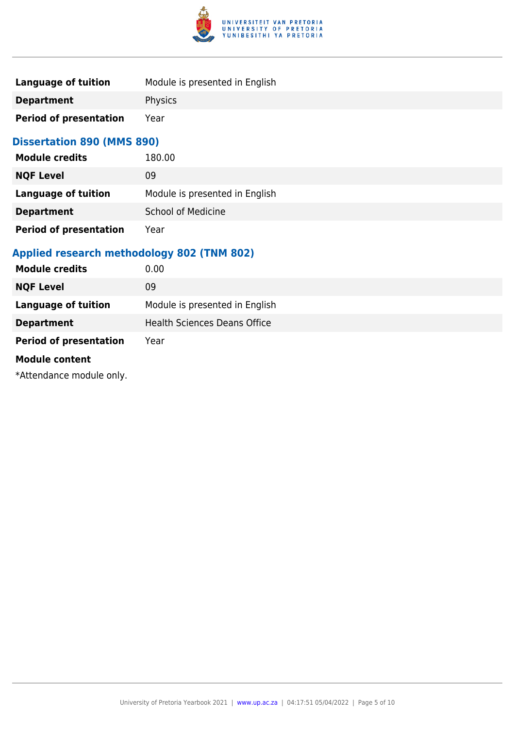| | |
|---|---|
| **Language of tuition** | Module is presented in English |
| **Department** | Physics |
| **Period of presentation** | Year |

### Dissertation 890 (MMS 890)

| | |
|---|---|
| **Module credits** | 180.00 |
| **NQF Level** | 09 |
| **Language of tuition** | Module is presented in English |
| **Department** | School of Medicine |
| **Period of presentation** | Year |

### Applied research methodology 802 (TNM 802)

| | |
|---|---|
| **Module credits** | 0.00 |
| **NQF Level** | 09 |
| **Language of tuition** | Module is presented in English |
| **Department** | Health Sciences Deans Office |
| **Period of presentation** | Year |

**Module content**

*Attendance module only.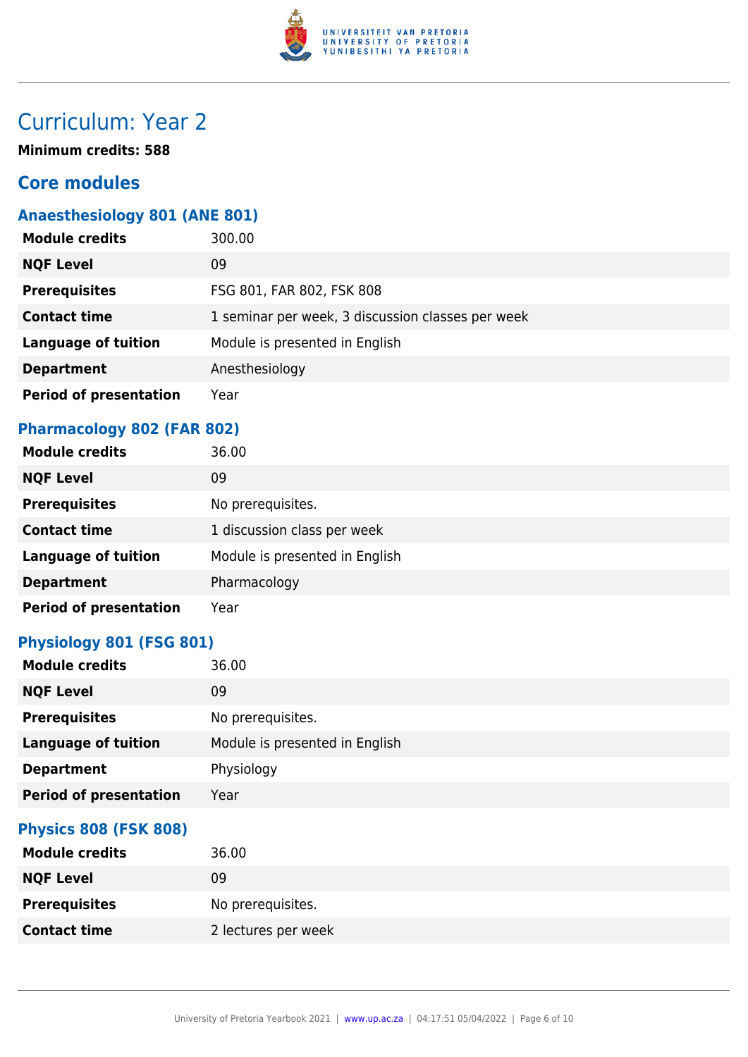# Curriculum: Year 2

**Minimum credits: 588**

## Core modules

### Anaesthesiology 801 (ANE 801)

| | |
|---|---|
| **Module credits** | 300.00 |
| **NQF Level** | 09 |
| **Prerequisites** | FSG 801, FAR 802, FSK 808 |
| **Contact time** | 1 seminar per week, 3 discussion classes per week |
| **Language of tuition** | Module is presented in English |
| **Department** | Anesthesiology |
| **Period of presentation** | Year |

### Pharmacology 802 (FAR 802)

| | |
|---|---|
| **Module credits** | 36.00 |
| **NQF Level** | 09 |
| **Prerequisites** | No prerequisites. |
| **Contact time** | 1 discussion class per week |
| **Language of tuition** | Module is presented in English |
| **Department** | Pharmacology |
| **Period of presentation** | Year |

### Physiology 801 (FSG 801)

| | |
|---|---|
| **Module credits** | 36.00 |
| **NQF Level** | 09 |
| **Prerequisites** | No prerequisites. |
| **Language of tuition** | Module is presented in English |
| **Department** | Physiology |
| **Period of presentation** | Year |

### Physics 808 (FSK 808)

| | |
|---|---|
| **Module credits** | 36.00 |
| **NQF Level** | 09 |
| **Prerequisites** | No prerequisites. |
| **Contact time** | 2 lectures per week |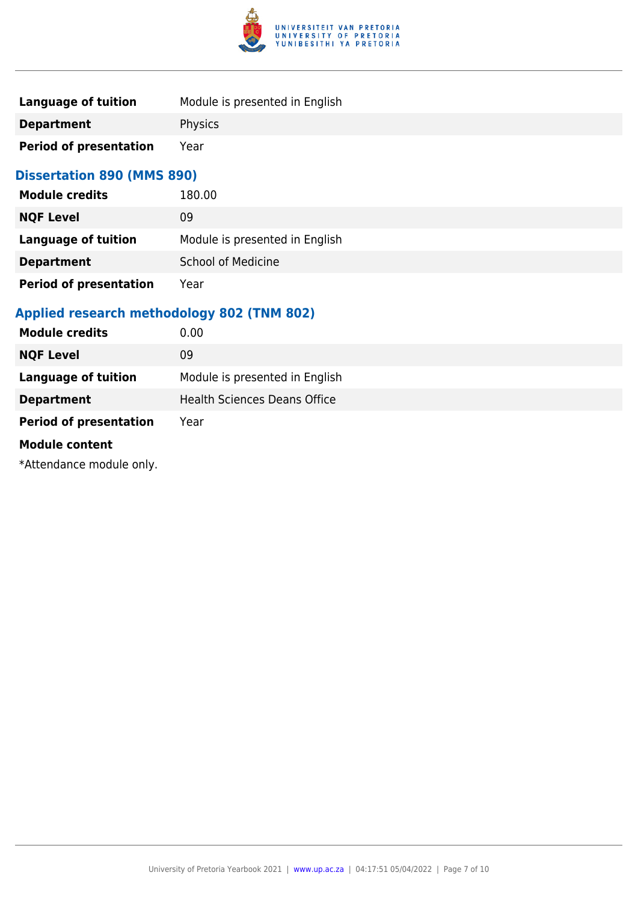| | |
|---|---|
| **Language of tuition** | Module is presented in English |
| **Department** | Physics |
| **Period of presentation** | Year |

### Dissertation 890 (MMS 890)

| | |
|---|---|
| **Module credits** | 180.00 |
| **NQF Level** | 09 |
| **Language of tuition** | Module is presented in English |
| **Department** | School of Medicine |
| **Period of presentation** | Year |

### Applied research methodology 802 (TNM 802)

| | |
|---|---|
| **Module credits** | 0.00 |
| **NQF Level** | 09 |
| **Language of tuition** | Module is presented in English |
| **Department** | Health Sciences Deans Office |
| **Period of presentation** | Year |

**Module content**

*Attendance module only.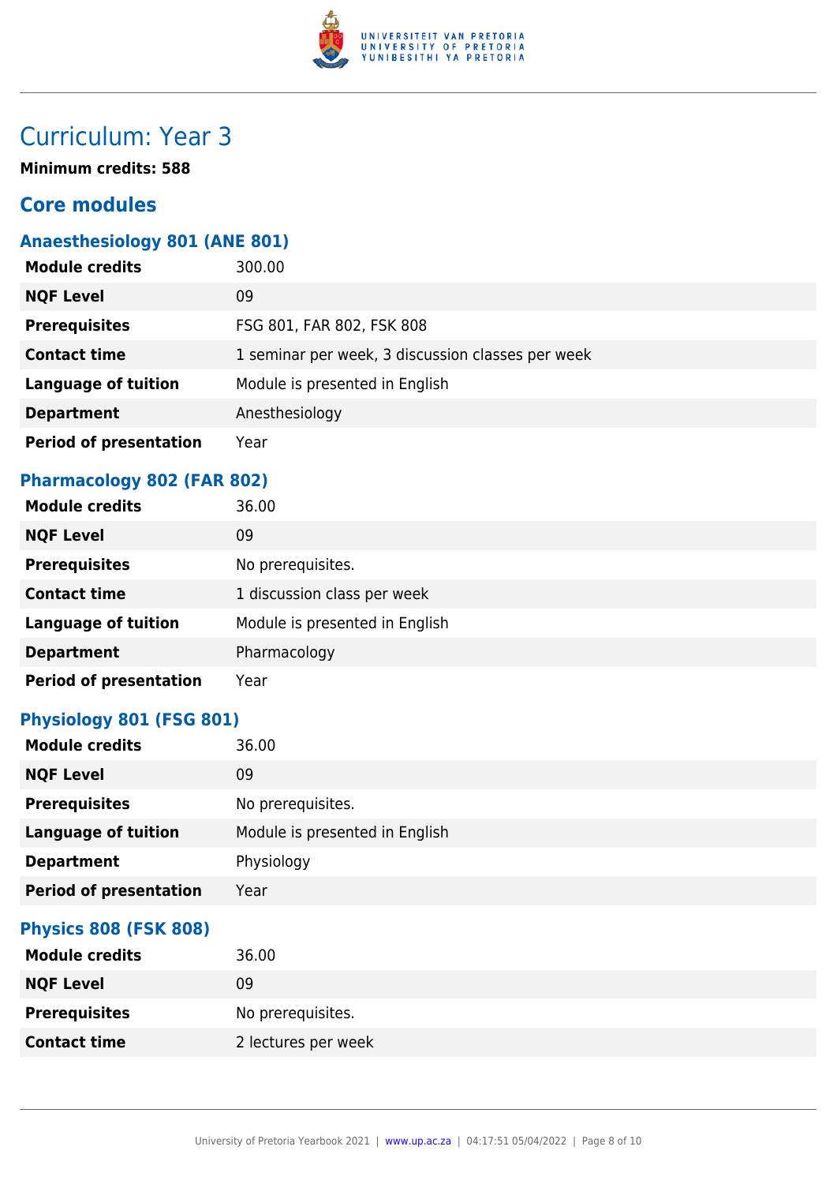# Curriculum: Year 3

**Minimum credits: 588**

## Core modules

### Anaesthesiology 801 (ANE 801)

| | |
|---|---|
| **Module credits** | 300.00 |
| **NQF Level** | 09 |
| **Prerequisites** | FSG 801, FAR 802, FSK 808 |
| **Contact time** | 1 seminar per week, 3 discussion classes per week |
| **Language of tuition** | Module is presented in English |
| **Department** | Anesthesiology |
| **Period of presentation** | Year |

### Pharmacology 802 (FAR 802)

| | |
|---|---|
| **Module credits** | 36.00 |
| **NQF Level** | 09 |
| **Prerequisites** | No prerequisites. |
| **Contact time** | 1 discussion class per week |
| **Language of tuition** | Module is presented in English |
| **Department** | Pharmacology |
| **Period of presentation** | Year |

### Physiology 801 (FSG 801)

| | |
|---|---|
| **Module credits** | 36.00 |
| **NQF Level** | 09 |
| **Prerequisites** | No prerequisites. |
| **Language of tuition** | Module is presented in English |
| **Department** | Physiology |
| **Period of presentation** | Year |

### Physics 808 (FSK 808)

| | |
|---|---|
| **Module credits** | 36.00 |
| **NQF Level** | 09 |
| **Prerequisites** | No prerequisites. |
| **Contact time** | 2 lectures per week |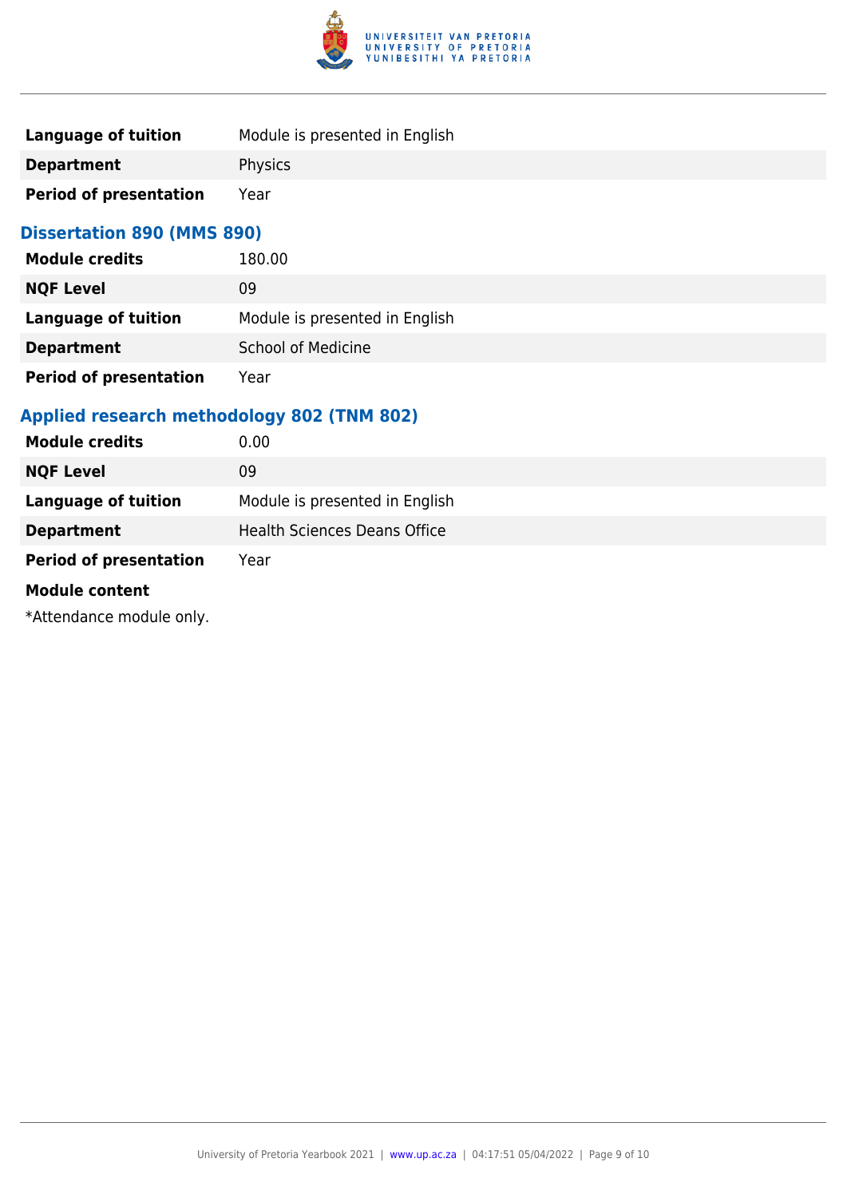| | |
|---|---|
| **Language of tuition** | Module is presented in English |
| **Department** | Physics |
| **Period of presentation** | Year |

### Dissertation 890 (MMS 890)

| | |
|---|---|
| **Module credits** | 180.00 |
| **NQF Level** | 09 |
| **Language of tuition** | Module is presented in English |
| **Department** | School of Medicine |
| **Period of presentation** | Year |

### Applied research methodology 802 (TNM 802)

| | |
|---|---|
| **Module credits** | 0.00 |
| **NQF Level** | 09 |
| **Language of tuition** | Module is presented in English |
| **Department** | Health Sciences Deans Office |
| **Period of presentation** | Year |

**Module content**

*Attendance module only.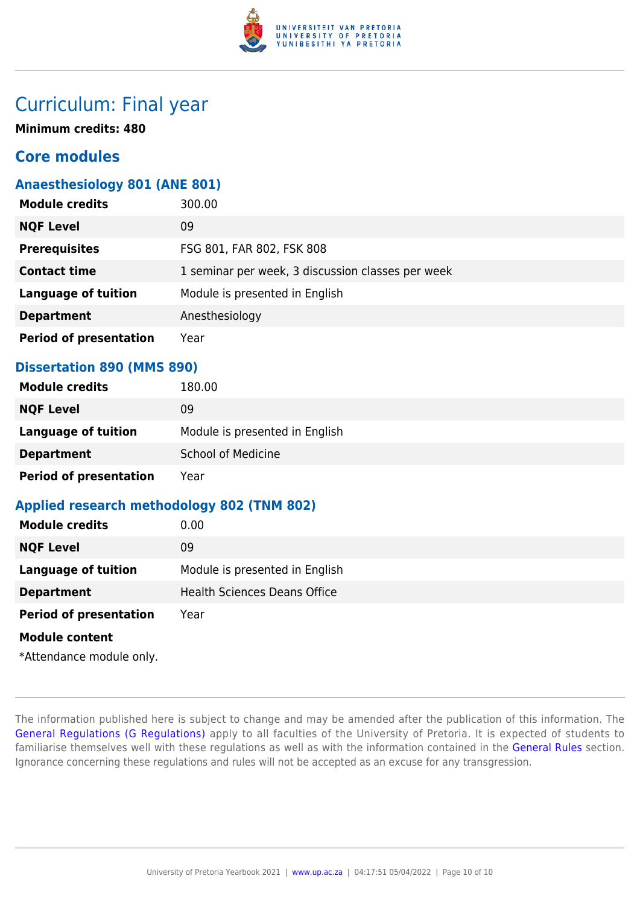# Curriculum: Final year

**Minimum credits: 480**

## Core modules

### Anaesthesiology 801 (ANE 801)

| | |
|---|---|
| **Module credits** | 300.00 |
| **NQF Level** | 09 |
| **Prerequisites** | FSG 801, FAR 802, FSK 808 |
| **Contact time** | 1 seminar per week, 3 discussion classes per week |
| **Language of tuition** | Module is presented in English |
| **Department** | Anesthesiology |
| **Period of presentation** | Year |

### Dissertation 890 (MMS 890)

| | |
|---|---|
| **Module credits** | 180.00 |
| **NQF Level** | 09 |
| **Language of tuition** | Module is presented in English |
| **Department** | School of Medicine |
| **Period of presentation** | Year |

### Applied research methodology 802 (TNM 802)

| | |
|---|---|
| **Module credits** | 0.00 |
| **NQF Level** | 09 |
| **Language of tuition** | Module is presented in English |
| **Department** | Health Sciences Deans Office |
| **Period of presentation** | Year |

**Module content**

*Attendance module only.

The information published here is subject to change and may be amended after the publication of this information. The General Regulations (G Regulations) apply to all faculties of the University of Pretoria. It is expected of students to familiarise themselves well with these regulations as well as with the information contained in the General Rules section. Ignorance concerning these regulations and rules will not be accepted as an excuse for any transgression.